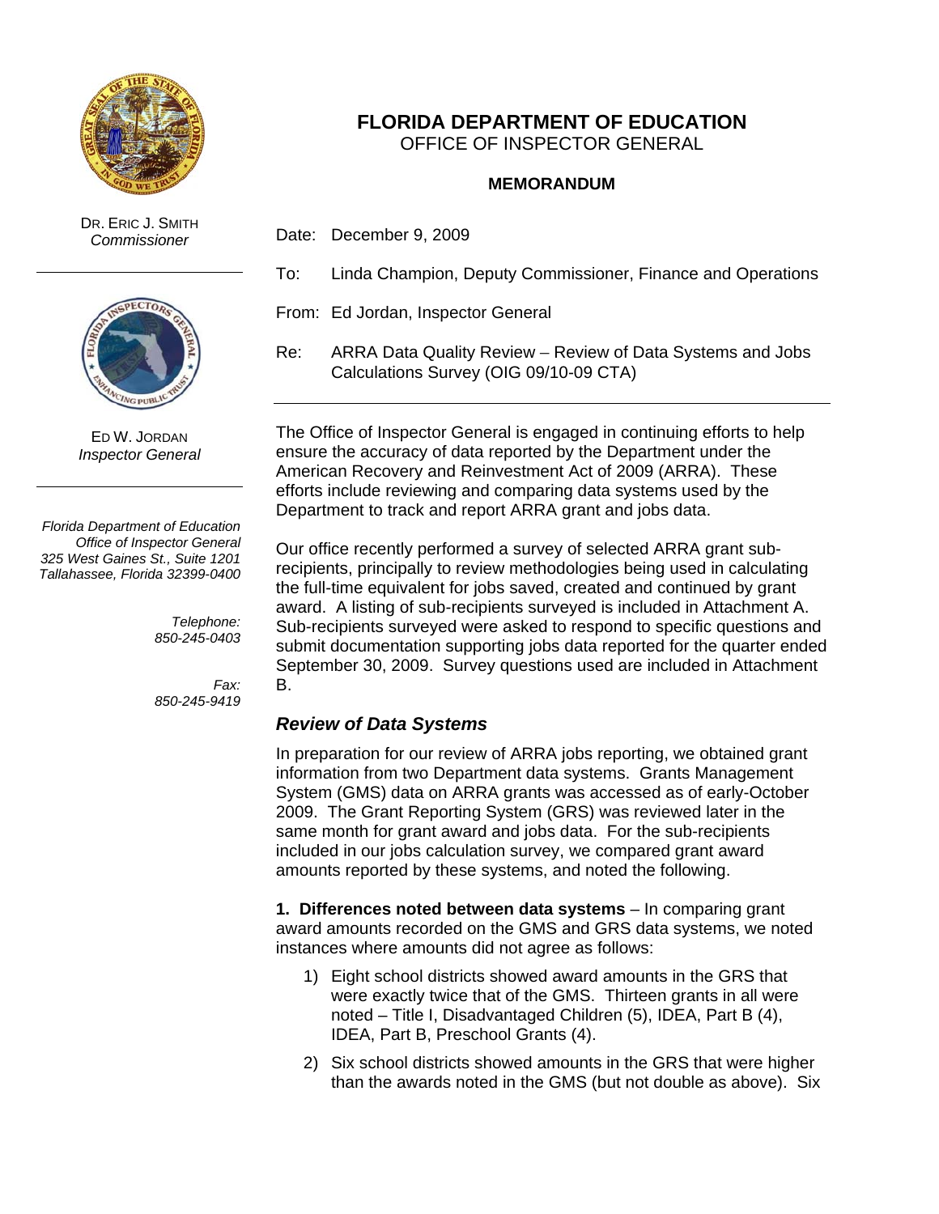# FLORIDA DEPARTMENT OF EDUCATION
OFFICE OF INSPECTOR GENERAL

DR. ERIC J. SMITH
*Commissioner*

ED W. JORDAN
*Inspector General*

*Florida Department of Education*
*Office of Inspector General*
*325 West Gaines St., Suite 1201*
*Tallahassee, Florida 32399-0400*

*Telephone:*
*850-245-0403*

*Fax:*
*850-245-9419*

**MEMORANDUM**

Date: December 9, 2009

To: Linda Champion, Deputy Commissioner, Finance and Operations

From: Ed Jordan, Inspector General

Re: ARRA Data Quality Review – Review of Data Systems and Jobs Calculations Survey (OIG 09/10-09 CTA)

---

The Office of Inspector General is engaged in continuing efforts to help ensure the accuracy of data reported by the Department under the American Recovery and Reinvestment Act of 2009 (ARRA). These efforts include reviewing and comparing data systems used by the Department to track and report ARRA grant and jobs data.

Our office recently performed a survey of selected ARRA grant sub-recipients, principally to review methodologies being used in calculating the full-time equivalent for jobs saved, created and continued by grant award. A listing of sub-recipients surveyed is included in Attachment A. Sub-recipients surveyed were asked to respond to specific questions and submit documentation supporting jobs data reported for the quarter ended September 30, 2009. Survey questions used are included in Attachment B.

### *Review of Data Systems*

In preparation for our review of ARRA jobs reporting, we obtained grant information from two Department data systems. Grants Management System (GMS) data on ARRA grants was accessed as of early-October 2009. The Grant Reporting System (GRS) was reviewed later in the same month for grant award and jobs data. For the sub-recipients included in our jobs calculation survey, we compared grant award amounts reported by these systems, and noted the following.

**1. Differences noted between data systems** – In comparing grant award amounts recorded on the GMS and GRS data systems, we noted instances where amounts did not agree as follows:

1) Eight school districts showed award amounts in the GRS that were exactly twice that of the GMS. Thirteen grants in all were noted – Title I, Disadvantaged Children (5), IDEA, Part B (4), IDEA, Part B, Preschool Grants (4).
2) Six school districts showed amounts in the GRS that were higher than the awards noted in the GMS (but not double as above). Six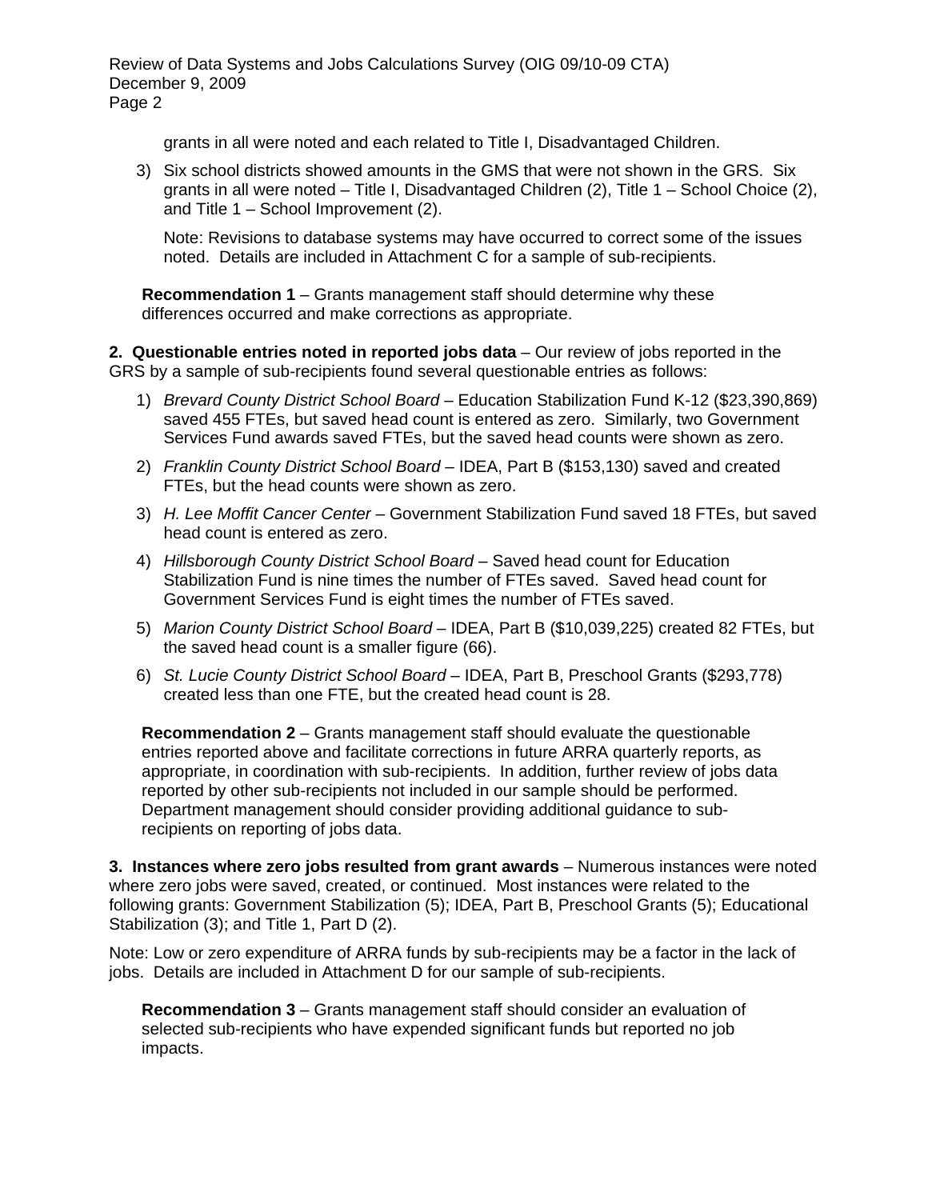grants in all were noted and each related to Title I, Disadvantaged Children.

3) Six school districts showed amounts in the GMS that were not shown in the GRS. Six grants in all were noted – Title I, Disadvantaged Children (2), Title 1 – School Choice (2), and Title 1 – School Improvement (2).

   Note: Revisions to database systems may have occurred to correct some of the issues noted. Details are included in Attachment C for a sample of sub-recipients.

**Recommendation 1** – Grants management staff should determine why these differences occurred and make corrections as appropriate.

**2. Questionable entries noted in reported jobs data** – Our review of jobs reported in the GRS by a sample of sub-recipients found several questionable entries as follows:

1) *Brevard County District School Board* – Education Stabilization Fund K-12 ($23,390,869) saved 455 FTEs, but saved head count is entered as zero. Similarly, two Government Services Fund awards saved FTEs, but the saved head counts were shown as zero.
2) *Franklin County District School Board* – IDEA, Part B ($153,130) saved and created FTEs, but the head counts were shown as zero.
3) *H. Lee Moffit Cancer Center* – Government Stabilization Fund saved 18 FTEs, but saved head count is entered as zero.
4) *Hillsborough County District School Board* – Saved head count for Education Stabilization Fund is nine times the number of FTEs saved. Saved head count for Government Services Fund is eight times the number of FTEs saved.
5) *Marion County District School Board* – IDEA, Part B ($10,039,225) created 82 FTEs, but the saved head count is a smaller figure (66).
6) *St. Lucie County District School Board* – IDEA, Part B, Preschool Grants ($293,778) created less than one FTE, but the created head count is 28.

**Recommendation 2** – Grants management staff should evaluate the questionable entries reported above and facilitate corrections in future ARRA quarterly reports, as appropriate, in coordination with sub-recipients. In addition, further review of jobs data reported by other sub-recipients not included in our sample should be performed. Department management should consider providing additional guidance to sub-recipients on reporting of jobs data.

**3. Instances where zero jobs resulted from grant awards** – Numerous instances were noted where zero jobs were saved, created, or continued. Most instances were related to the following grants: Government Stabilization (5); IDEA, Part B, Preschool Grants (5); Educational Stabilization (3); and Title 1, Part D (2).

Note: Low or zero expenditure of ARRA funds by sub-recipients may be a factor in the lack of jobs. Details are included in Attachment D for our sample of sub-recipients.

**Recommendation 3** – Grants management staff should consider an evaluation of selected sub-recipients who have expended significant funds but reported no job impacts.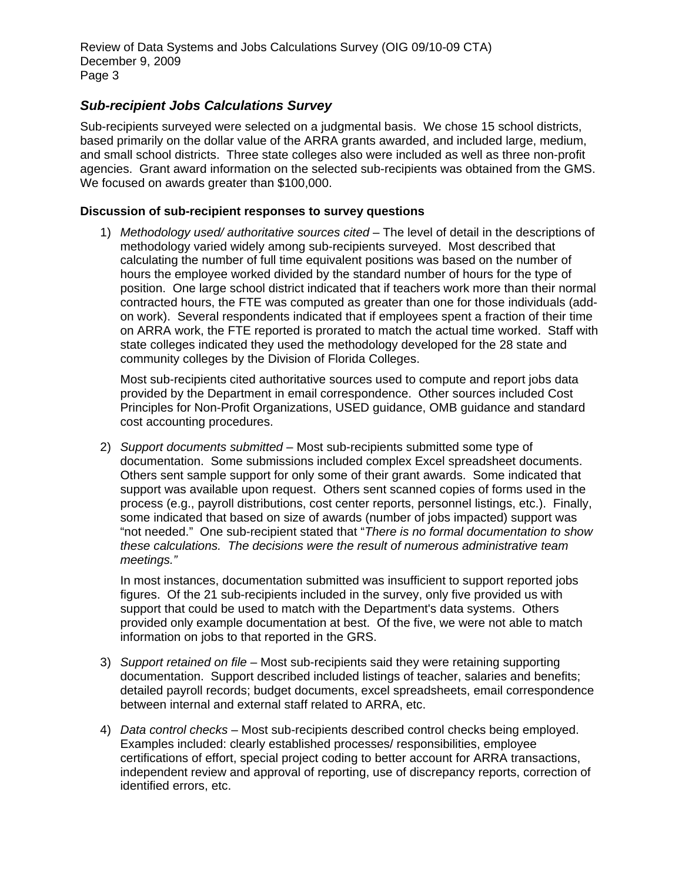### *Sub-recipient Jobs Calculations Survey*

Sub-recipients surveyed were selected on a judgmental basis. We chose 15 school districts, based primarily on the dollar value of the ARRA grants awarded, and included large, medium, and small school districts. Three state colleges also were included as well as three non-profit agencies. Grant award information on the selected sub-recipients was obtained from the GMS. We focused on awards greater than $100,000.

**Discussion of sub-recipient responses to survey questions**

1) *Methodology used/ authoritative sources cited* – The level of detail in the descriptions of methodology varied widely among sub-recipients surveyed. Most described that calculating the number of full time equivalent positions was based on the number of hours the employee worked divided by the standard number of hours for the type of position. One large school district indicated that if teachers work more than their normal contracted hours, the FTE was computed as greater than one for those individuals (add-on work). Several respondents indicated that if employees spent a fraction of their time on ARRA work, the FTE reported is prorated to match the actual time worked. Staff with state colleges indicated they used the methodology developed for the 28 state and community colleges by the Division of Florida Colleges.

   Most sub-recipients cited authoritative sources used to compute and report jobs data provided by the Department in email correspondence. Other sources included Cost Principles for Non-Profit Organizations, USED guidance, OMB guidance and standard cost accounting procedures.

2) *Support documents submitted* – Most sub-recipients submitted some type of documentation. Some submissions included complex Excel spreadsheet documents. Others sent sample support for only some of their grant awards. Some indicated that support was available upon request. Others sent scanned copies of forms used in the process (e.g., payroll distributions, cost center reports, personnel listings, etc.). Finally, some indicated that based on size of awards (number of jobs impacted) support was "not needed." One sub-recipient stated that "*There is no formal documentation to show these calculations. The decisions were the result of numerous administrative team meetings."*

   In most instances, documentation submitted was insufficient to support reported jobs figures. Of the 21 sub-recipients included in the survey, only five provided us with support that could be used to match with the Department's data systems. Others provided only example documentation at best. Of the five, we were not able to match information on jobs to that reported in the GRS.

3) *Support retained on file* – Most sub-recipients said they were retaining supporting documentation. Support described included listings of teacher, salaries and benefits; detailed payroll records; budget documents, excel spreadsheets, email correspondence between internal and external staff related to ARRA, etc.

4) *Data control checks* – Most sub-recipients described control checks being employed. Examples included: clearly established processes/ responsibilities, employee certifications of effort, special project coding to better account for ARRA transactions, independent review and approval of reporting, use of discrepancy reports, correction of identified errors, etc.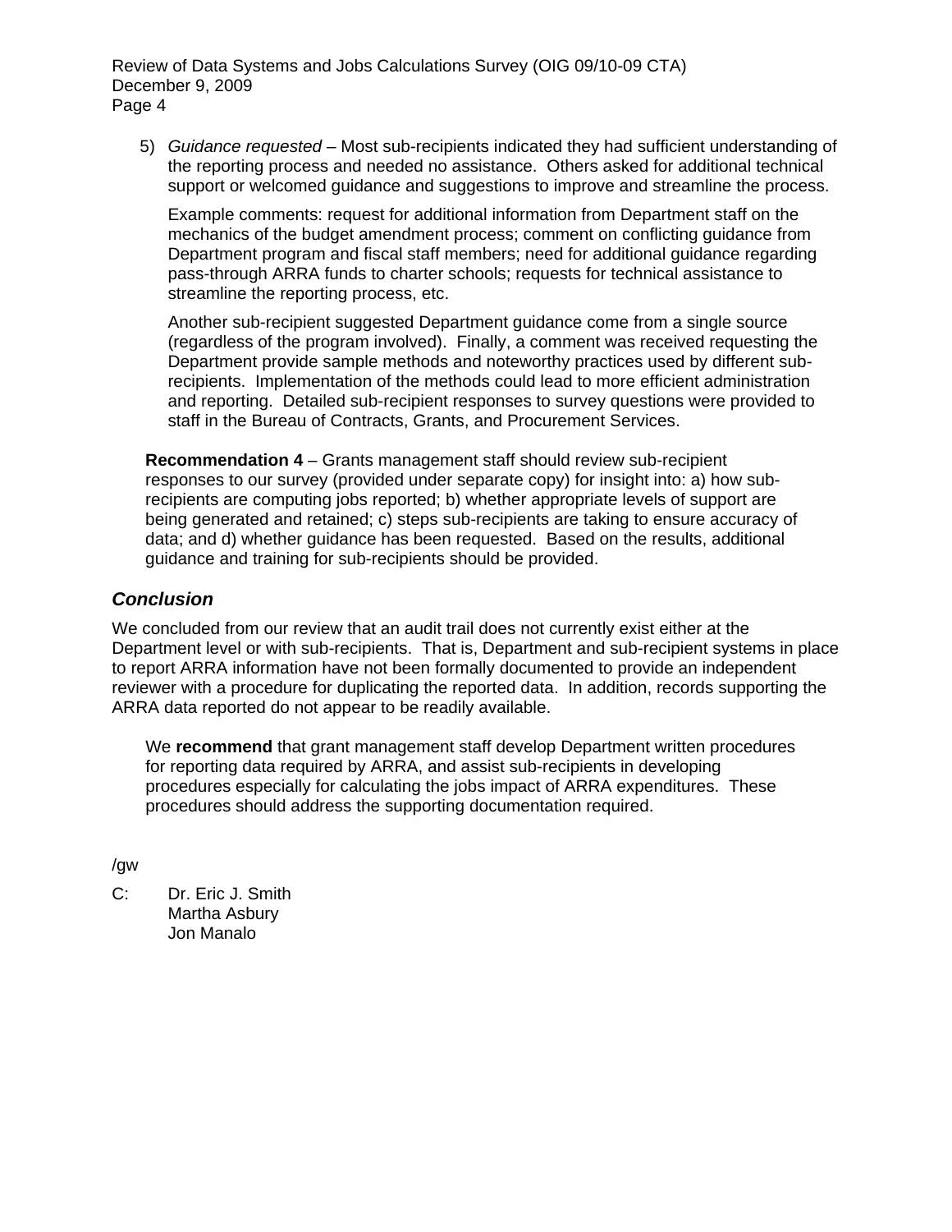5) *Guidance requested* – Most sub-recipients indicated they had sufficient understanding of the reporting process and needed no assistance. Others asked for additional technical support or welcomed guidance and suggestions to improve and streamline the process.

   Example comments: request for additional information from Department staff on the mechanics of the budget amendment process; comment on conflicting guidance from Department program and fiscal staff members; need for additional guidance regarding pass-through ARRA funds to charter schools; requests for technical assistance to streamline the reporting process, etc.

   Another sub-recipient suggested Department guidance come from a single source (regardless of the program involved). Finally, a comment was received requesting the Department provide sample methods and noteworthy practices used by different sub-recipients. Implementation of the methods could lead to more efficient administration and reporting. Detailed sub-recipient responses to survey questions were provided to staff in the Bureau of Contracts, Grants, and Procurement Services.

**Recommendation 4** – Grants management staff should review sub-recipient responses to our survey (provided under separate copy) for insight into: a) how sub-recipients are computing jobs reported; b) whether appropriate levels of support are being generated and retained; c) steps sub-recipients are taking to ensure accuracy of data; and d) whether guidance has been requested. Based on the results, additional guidance and training for sub-recipients should be provided.

## *Conclusion*

We concluded from our review that an audit trail does not currently exist either at the Department level or with sub-recipients. That is, Department and sub-recipient systems in place to report ARRA information have not been formally documented to provide an independent reviewer with a procedure for duplicating the reported data. In addition, records supporting the ARRA data reported do not appear to be readily available.

We **recommend** that grant management staff develop Department written procedures for reporting data required by ARRA, and assist sub-recipients in developing procedures especially for calculating the jobs impact of ARRA expenditures. These procedures should address the supporting documentation required.

/gw

C: Dr. Eric J. Smith
Martha Asbury
Jon Manalo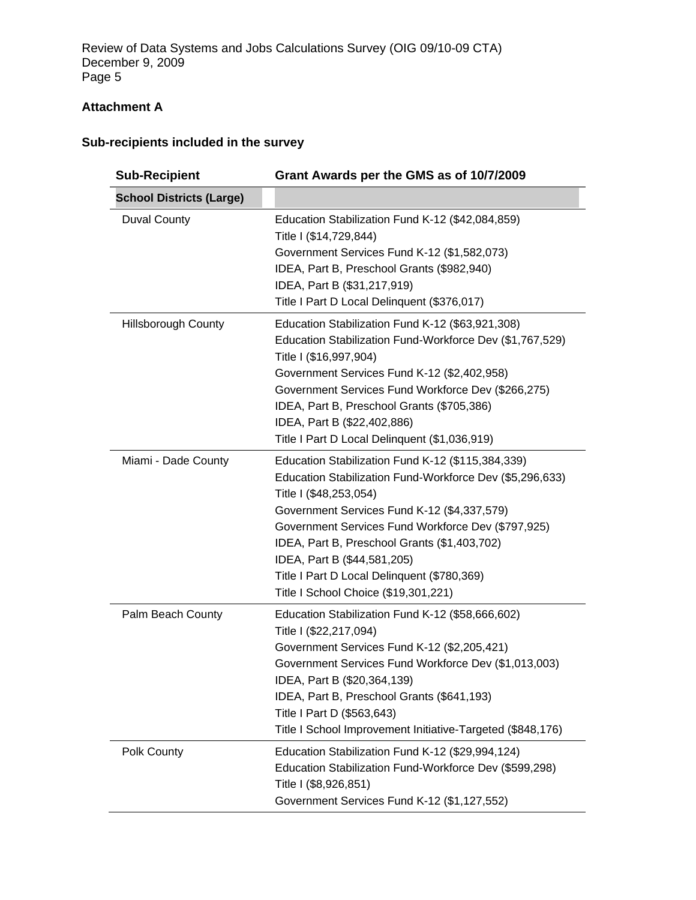## Attachment A

### Sub-recipients included in the survey

| Sub-Recipient | Grant Awards per the GMS as of 10/7/2009 |
|---|---|
| **School Districts (Large)** | |
| Duval County | Education Stabilization Fund K-12 ($42,084,859)<br>Title I ($14,729,844)<br>Government Services Fund K-12 ($1,582,073)<br>IDEA, Part B, Preschool Grants ($982,940)<br>IDEA, Part B ($31,217,919)<br>Title I Part D Local Delinquent ($376,017) |
| Hillsborough County | Education Stabilization Fund K-12 ($63,921,308)<br>Education Stabilization Fund-Workforce Dev ($1,767,529)<br>Title I ($16,997,904)<br>Government Services Fund K-12 ($2,402,958)<br>Government Services Fund Workforce Dev ($266,275)<br>IDEA, Part B, Preschool Grants ($705,386)<br>IDEA, Part B ($22,402,886)<br>Title I Part D Local Delinquent ($1,036,919) |
| Miami - Dade County | Education Stabilization Fund K-12 ($115,384,339)<br>Education Stabilization Fund-Workforce Dev ($5,296,633)<br>Title I ($48,253,054)<br>Government Services Fund K-12 ($4,337,579)<br>Government Services Fund Workforce Dev ($797,925)<br>IDEA, Part B, Preschool Grants ($1,403,702)<br>IDEA, Part B ($44,581,205)<br>Title I Part D Local Delinquent ($780,369)<br>Title I School Choice ($19,301,221) |
| Palm Beach County | Education Stabilization Fund K-12 ($58,666,602)<br>Title I ($22,217,094)<br>Government Services Fund K-12 ($2,205,421)<br>Government Services Fund Workforce Dev ($1,013,003)<br>IDEA, Part B ($20,364,139)<br>IDEA, Part B, Preschool Grants ($641,193)<br>Title I Part D ($563,643)<br>Title I School Improvement Initiative-Targeted ($848,176) |
| Polk County | Education Stabilization Fund K-12 ($29,994,124)<br>Education Stabilization Fund-Workforce Dev ($599,298)<br>Title I ($8,926,851)<br>Government Services Fund K-12 ($1,127,552) |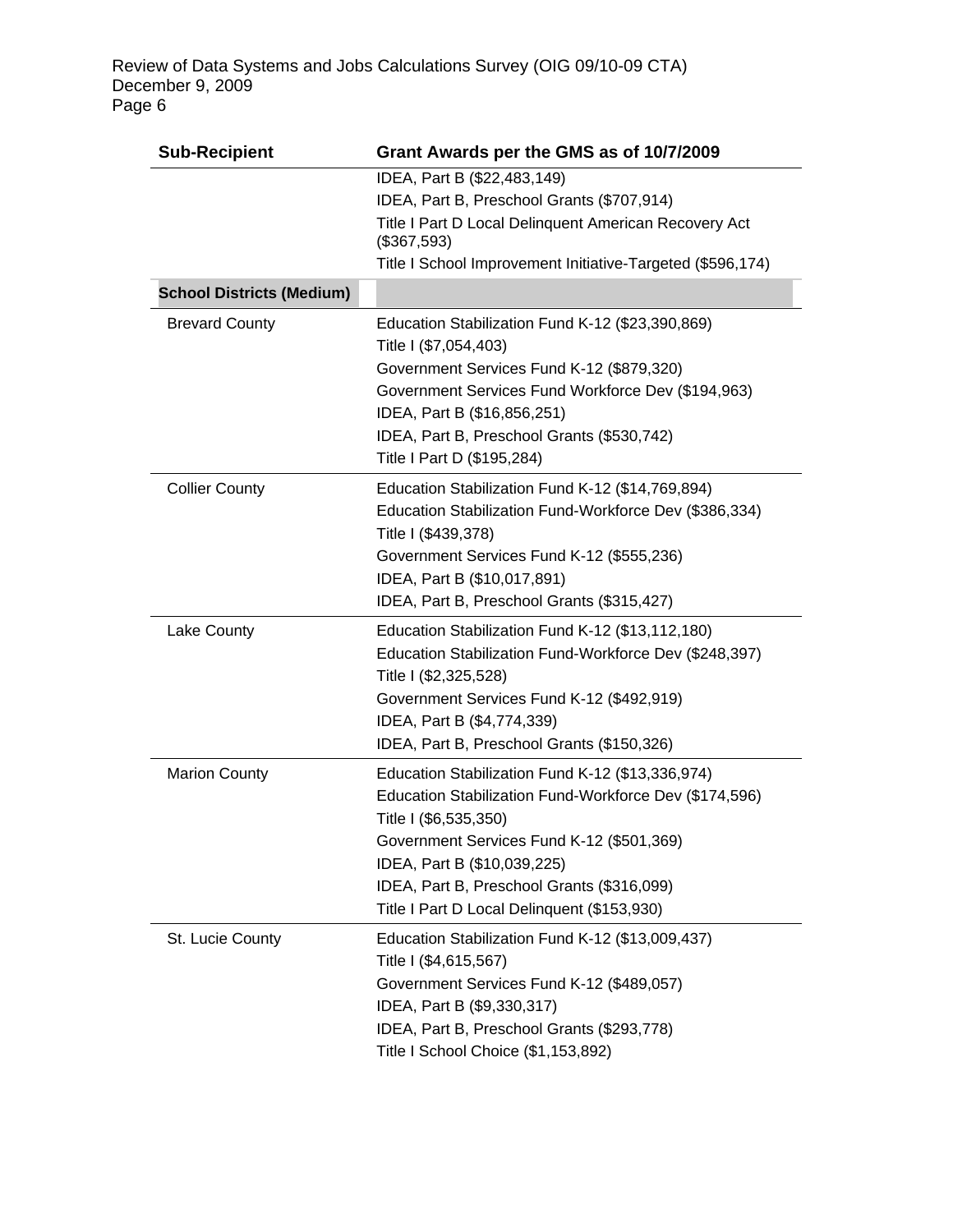| Sub-Recipient | Grant Awards per the GMS as of 10/7/2009 |
|---|---|
| | IDEA, Part B ($22,483,149)<br>IDEA, Part B, Preschool Grants ($707,914)<br>Title I Part D Local Delinquent American Recovery Act ($367,593)<br>Title I School Improvement Initiative-Targeted ($596,174) |
| **School Districts (Medium)** | |
| Brevard County | Education Stabilization Fund K-12 ($23,390,869)<br>Title I ($7,054,403)<br>Government Services Fund K-12 ($879,320)<br>Government Services Fund Workforce Dev ($194,963)<br>IDEA, Part B ($16,856,251)<br>IDEA, Part B, Preschool Grants ($530,742)<br>Title I Part D ($195,284) |
| Collier County | Education Stabilization Fund K-12 ($14,769,894)<br>Education Stabilization Fund-Workforce Dev ($386,334)<br>Title I ($439,378)<br>Government Services Fund K-12 ($555,236)<br>IDEA, Part B ($10,017,891)<br>IDEA, Part B, Preschool Grants ($315,427) |
| Lake County | Education Stabilization Fund K-12 ($13,112,180)<br>Education Stabilization Fund-Workforce Dev ($248,397)<br>Title I ($2,325,528)<br>Government Services Fund K-12 ($492,919)<br>IDEA, Part B ($4,774,339)<br>IDEA, Part B, Preschool Grants ($150,326) |
| Marion County | Education Stabilization Fund K-12 ($13,336,974)<br>Education Stabilization Fund-Workforce Dev ($174,596)<br>Title I ($6,535,350)<br>Government Services Fund K-12 ($501,369)<br>IDEA, Part B ($10,039,225)<br>IDEA, Part B, Preschool Grants ($316,099)<br>Title I Part D Local Delinquent ($153,930) |
| St. Lucie County | Education Stabilization Fund K-12 ($13,009,437)<br>Title I ($4,615,567)<br>Government Services Fund K-12 ($489,057)<br>IDEA, Part B ($9,330,317)<br>IDEA, Part B, Preschool Grants ($293,778)<br>Title I School Choice ($1,153,892) |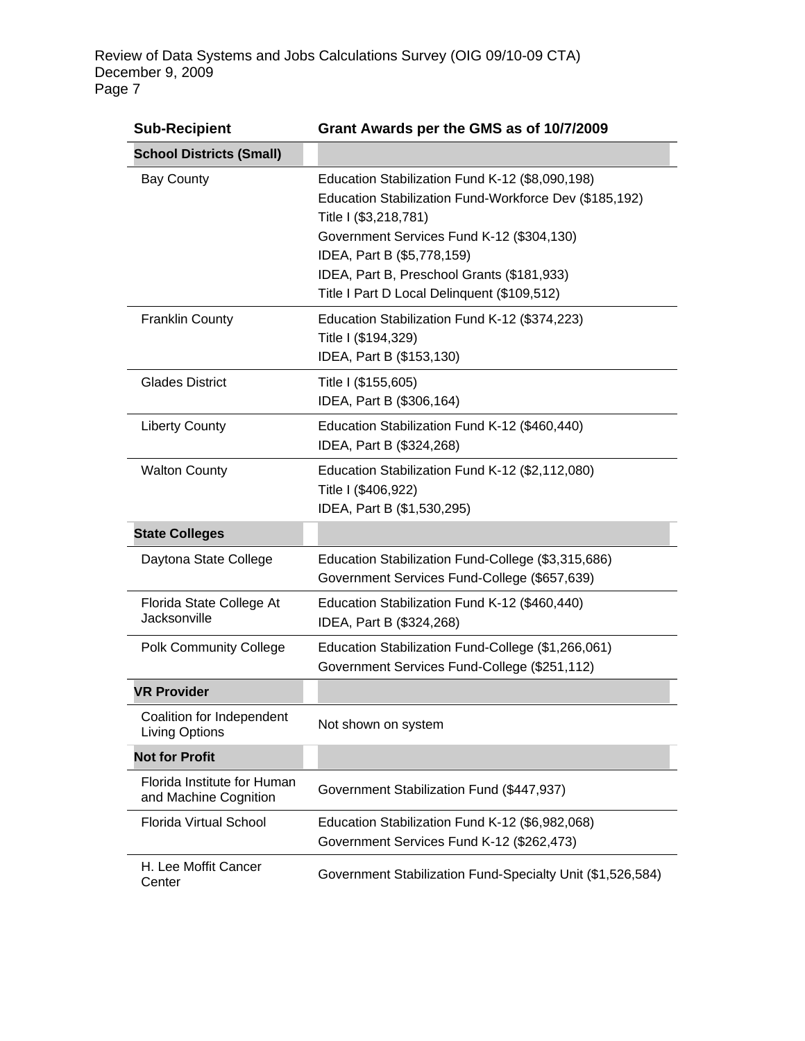| Sub-Recipient | Grant Awards per the GMS as of 10/7/2009 |
|---|---|
| **School Districts (Small)** | |
| Bay County | Education Stabilization Fund K-12 ($8,090,198)<br>Education Stabilization Fund-Workforce Dev ($185,192)<br>Title I ($3,218,781)<br>Government Services Fund K-12 ($304,130)<br>IDEA, Part B ($5,778,159)<br>IDEA, Part B, Preschool Grants ($181,933)<br>Title I Part D Local Delinquent ($109,512) |
| Franklin County | Education Stabilization Fund K-12 ($374,223)<br>Title I ($194,329)<br>IDEA, Part B ($153,130) |
| Glades District | Title I ($155,605)<br>IDEA, Part B ($306,164) |
| Liberty County | Education Stabilization Fund K-12 ($460,440)<br>IDEA, Part B ($324,268) |
| Walton County | Education Stabilization Fund K-12 ($2,112,080)<br>Title I ($406,922)<br>IDEA, Part B ($1,530,295) |
| **State Colleges** | |
| Daytona State College | Education Stabilization Fund-College ($3,315,686)<br>Government Services Fund-College ($657,639) |
| Florida State College At Jacksonville | Education Stabilization Fund K-12 ($460,440)<br>IDEA, Part B ($324,268) |
| Polk Community College | Education Stabilization Fund-College ($1,266,061)<br>Government Services Fund-College ($251,112) |
| **VR Provider** | |
| Coalition for Independent Living Options | Not shown on system |
| **Not for Profit** | |
| Florida Institute for Human and Machine Cognition | Government Stabilization Fund ($447,937) |
| Florida Virtual School | Education Stabilization Fund K-12 ($6,982,068)<br>Government Services Fund K-12 ($262,473) |
| H. Lee Moffit Cancer Center | Government Stabilization Fund-Specialty Unit ($1,526,584) |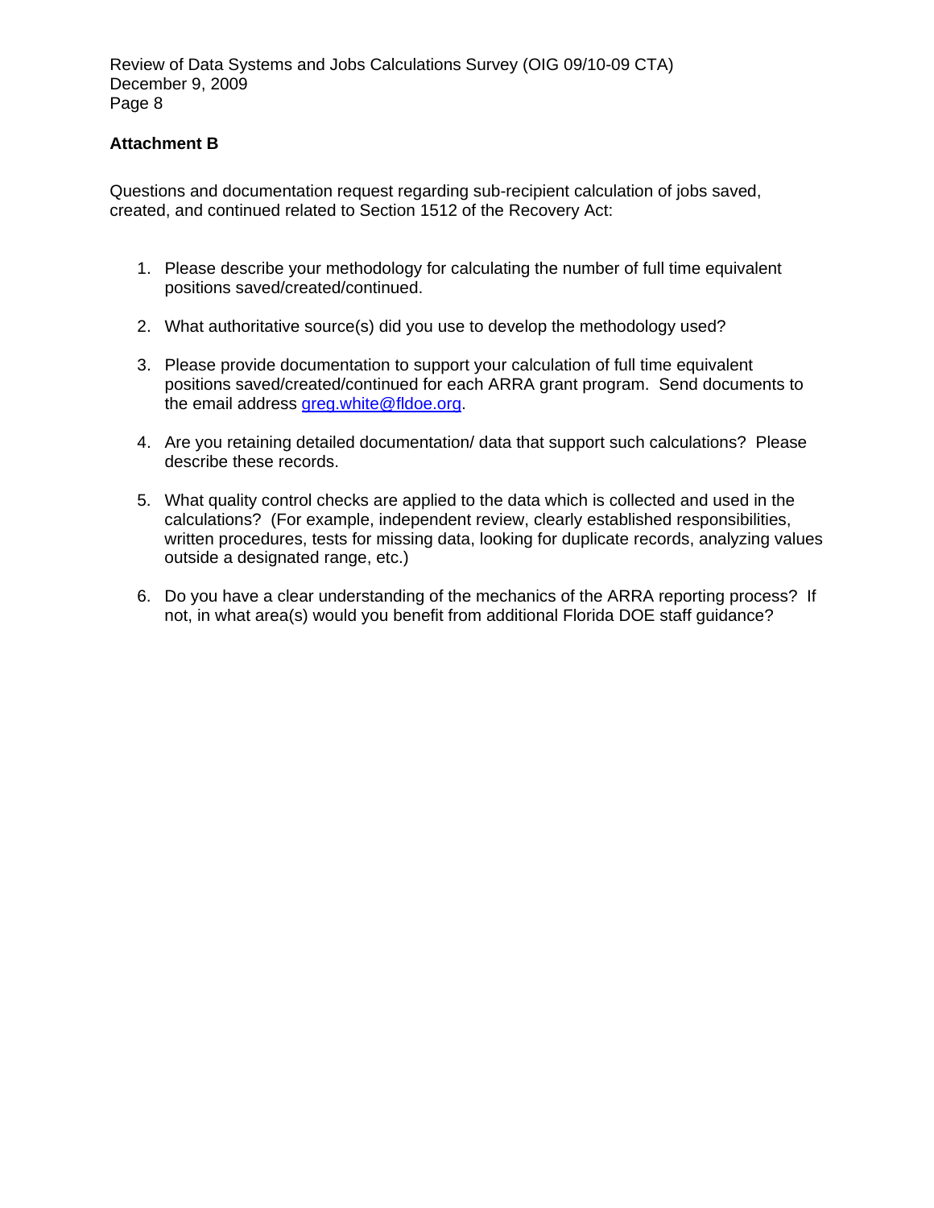**Attachment B**

Questions and documentation request regarding sub-recipient calculation of jobs saved, created, and continued related to Section 1512 of the Recovery Act:

1. Please describe your methodology for calculating the number of full time equivalent positions saved/created/continued.

2. What authoritative source(s) did you use to develop the methodology used?

3. Please provide documentation to support your calculation of full time equivalent positions saved/created/continued for each ARRA grant program. Send documents to the email address greg.white@fldoe.org.

4. Are you retaining detailed documentation/ data that support such calculations? Please describe these records.

5. What quality control checks are applied to the data which is collected and used in the calculations? (For example, independent review, clearly established responsibilities, written procedures, tests for missing data, looking for duplicate records, analyzing values outside a designated range, etc.)

6. Do you have a clear understanding of the mechanics of the ARRA reporting process? If not, in what area(s) would you benefit from additional Florida DOE staff guidance?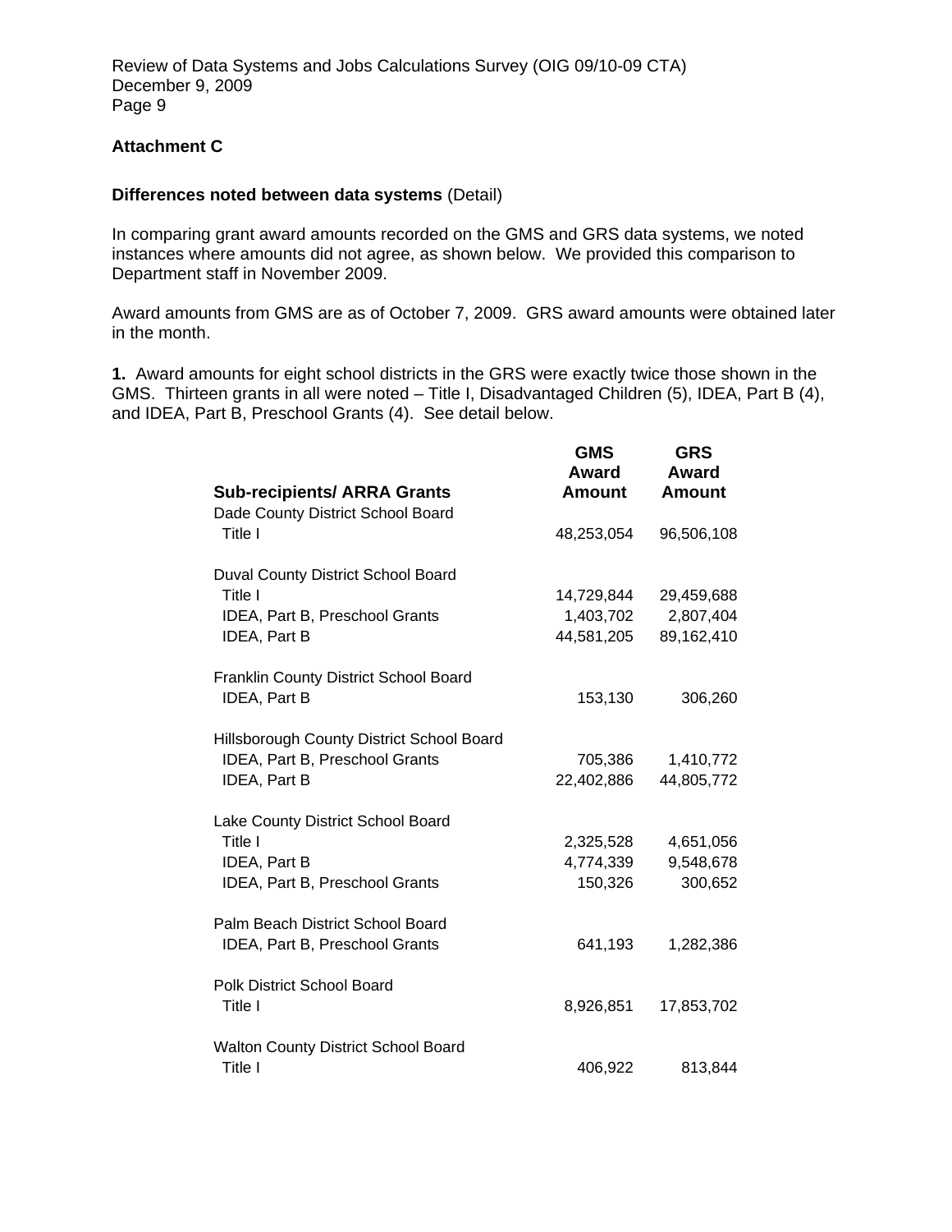## Attachment C

**Differences noted between data systems** (Detail)

In comparing grant award amounts recorded on the GMS and GRS data systems, we noted instances where amounts did not agree, as shown below. We provided this comparison to Department staff in November 2009.

Award amounts from GMS are as of October 7, 2009. GRS award amounts were obtained later in the month.

**1.** Award amounts for eight school districts in the GRS were exactly twice those shown in the GMS. Thirteen grants in all were noted – Title I, Disadvantaged Children (5), IDEA, Part B (4), and IDEA, Part B, Preschool Grants (4). See detail below.

| Sub-recipients/ ARRA Grants | GMS Award Amount | GRS Award Amount |
|---|---|---|
| Dade County District School Board | | |
| Title I | 48,253,054 | 96,506,108 |
| | | |
| Duval County District School Board | | |
| Title I | 14,729,844 | 29,459,688 |
| IDEA, Part B, Preschool Grants | 1,403,702 | 2,807,404 |
| IDEA, Part B | 44,581,205 | 89,162,410 |
| | | |
| Franklin County District School Board | | |
| IDEA, Part B | 153,130 | 306,260 |
| | | |
| Hillsborough County District School Board | | |
| IDEA, Part B, Preschool Grants | 705,386 | 1,410,772 |
| IDEA, Part B | 22,402,886 | 44,805,772 |
| | | |
| Lake County District School Board | | |
| Title I | 2,325,528 | 4,651,056 |
| IDEA, Part B | 4,774,339 | 9,548,678 |
| IDEA, Part B, Preschool Grants | 150,326 | 300,652 |
| | | |
| Palm Beach District School Board | | |
| IDEA, Part B, Preschool Grants | 641,193 | 1,282,386 |
| | | |
| Polk District School Board | | |
| Title I | 8,926,851 | 17,853,702 |
| | | |
| Walton County District School Board | | |
| Title I | 406,922 | 813,844 |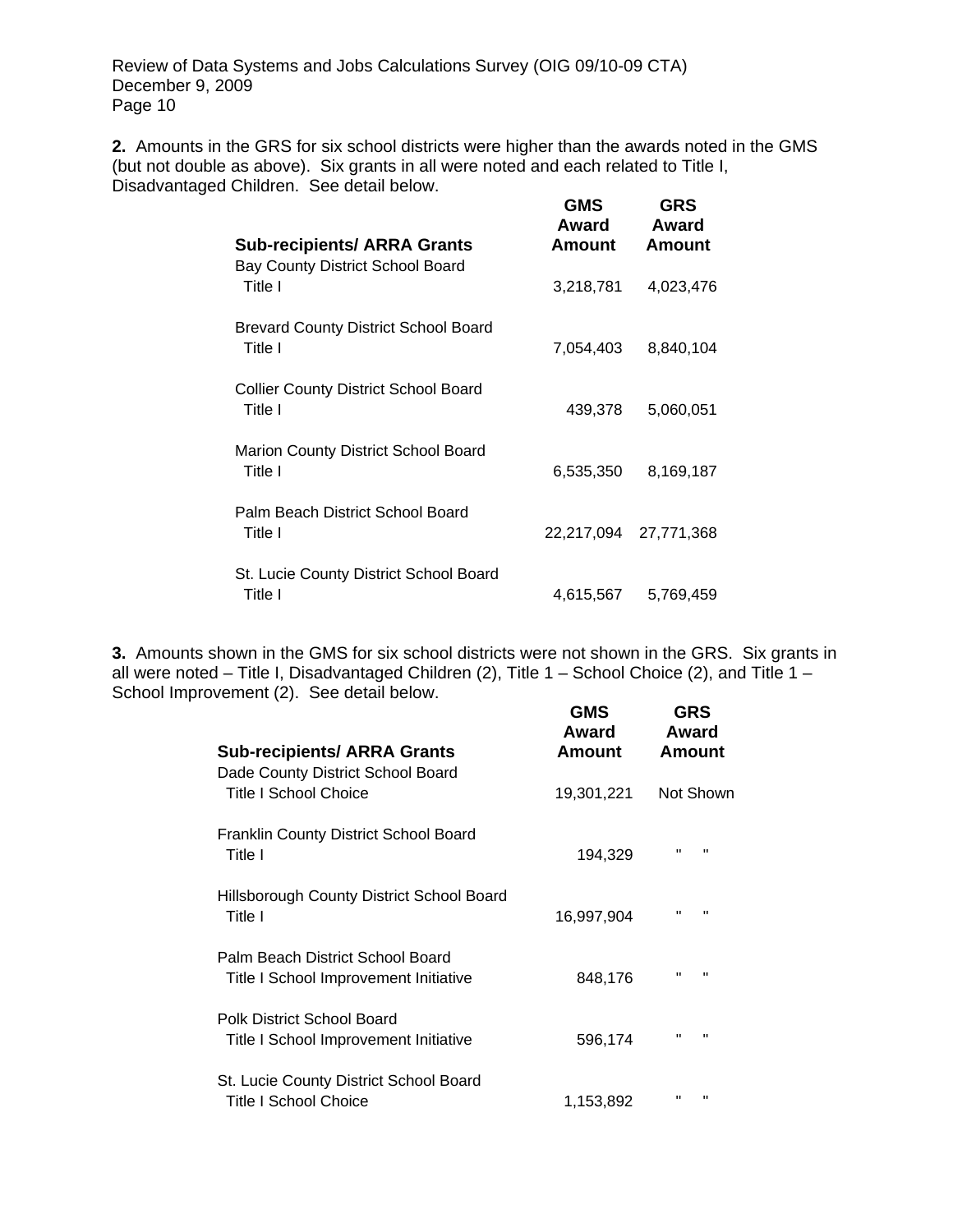**2.** Amounts in the GRS for six school districts were higher than the awards noted in the GMS (but not double as above). Six grants in all were noted and each related to Title I, Disadvantaged Children. See detail below.

| Sub-recipients/ ARRA Grants | GMS Award Amount | GRS Award Amount |
|---|---|---|
| Bay County District School Board | | |
| Title I | 3,218,781 | 4,023,476 |
| Brevard County District School Board | | |
| Title I | 7,054,403 | 8,840,104 |
| Collier County District School Board | | |
| Title I | 439,378 | 5,060,051 |
| Marion County District School Board | | |
| Title I | 6,535,350 | 8,169,187 |
| Palm Beach District School Board | | |
| Title I | 22,217,094 | 27,771,368 |
| St. Lucie County District School Board | | |
| Title I | 4,615,567 | 5,769,459 |

**3.** Amounts shown in the GMS for six school districts were not shown in the GRS. Six grants in all were noted – Title I, Disadvantaged Children (2), Title 1 – School Choice (2), and Title 1 – School Improvement (2). See detail below.

| Sub-recipients/ ARRA Grants | GMS Award Amount | GRS Award Amount |
|---|---|---|
| Dade County District School Board | | |
| Title I School Choice | 19,301,221 | Not Shown |
| Franklin County District School Board | | |
| Title I | 194,329 | " " |
| Hillsborough County District School Board | | |
| Title I | 16,997,904 | " " |
| Palm Beach District School Board | | |
| Title I School Improvement Initiative | 848,176 | " " |
| Polk District School Board | | |
| Title I School Improvement Initiative | 596,174 | " " |
| St. Lucie County District School Board | | |
| Title I School Choice | 1,153,892 | " " |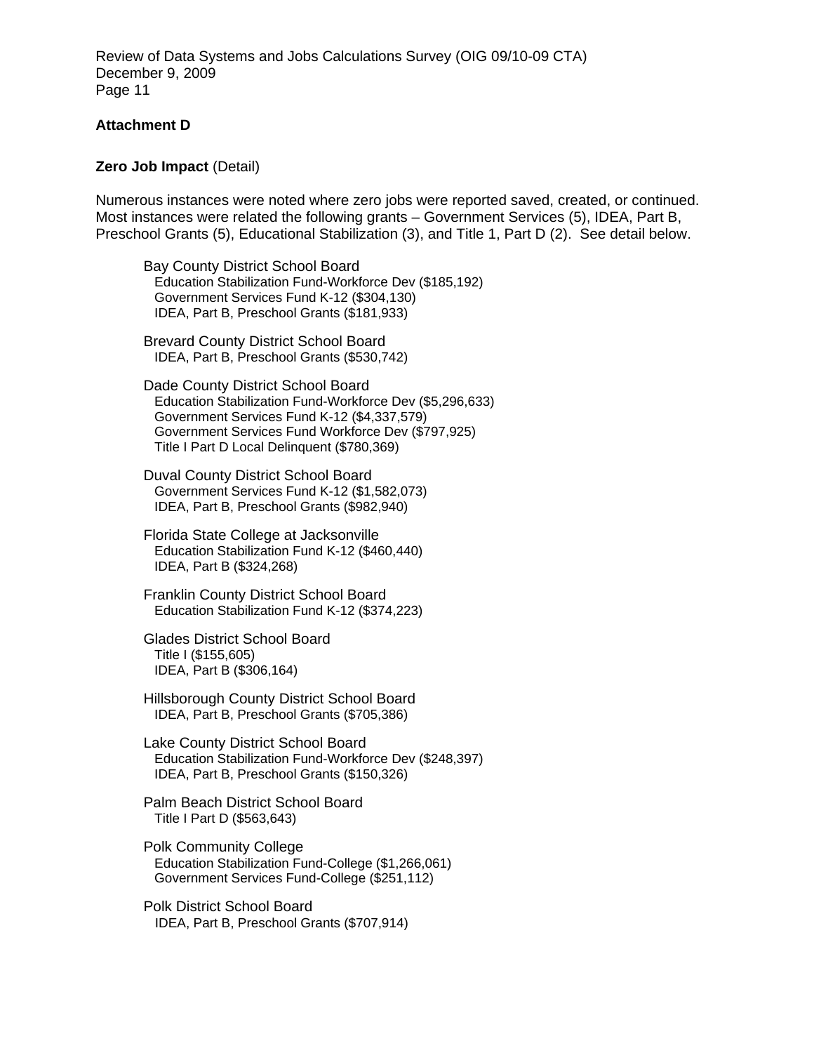**Attachment D**

**Zero Job Impact** (Detail)

Numerous instances were noted where zero jobs were reported saved, created, or continued. Most instances were related the following grants – Government Services (5), IDEA, Part B, Preschool Grants (5), Educational Stabilization (3), and Title 1, Part D (2). See detail below.

Bay County District School Board
- Education Stabilization Fund-Workforce Dev ($185,192)
- Government Services Fund K-12 ($304,130)
- IDEA, Part B, Preschool Grants ($181,933)

Brevard County District School Board
- IDEA, Part B, Preschool Grants ($530,742)

Dade County District School Board
- Education Stabilization Fund-Workforce Dev ($5,296,633)
- Government Services Fund K-12 ($4,337,579)
- Government Services Fund Workforce Dev ($797,925)
- Title I Part D Local Delinquent ($780,369)

Duval County District School Board
- Government Services Fund K-12 ($1,582,073)
- IDEA, Part B, Preschool Grants ($982,940)

Florida State College at Jacksonville
- Education Stabilization Fund K-12 ($460,440)
- IDEA, Part B ($324,268)

Franklin County District School Board
- Education Stabilization Fund K-12 ($374,223)

Glades District School Board
- Title I ($155,605)
- IDEA, Part B ($306,164)

Hillsborough County District School Board
- IDEA, Part B, Preschool Grants ($705,386)

Lake County District School Board
- Education Stabilization Fund-Workforce Dev ($248,397)
- IDEA, Part B, Preschool Grants ($150,326)

Palm Beach District School Board
- Title I Part D ($563,643)

Polk Community College
- Education Stabilization Fund-College ($1,266,061)
- Government Services Fund-College ($251,112)

Polk District School Board
- IDEA, Part B, Preschool Grants ($707,914)